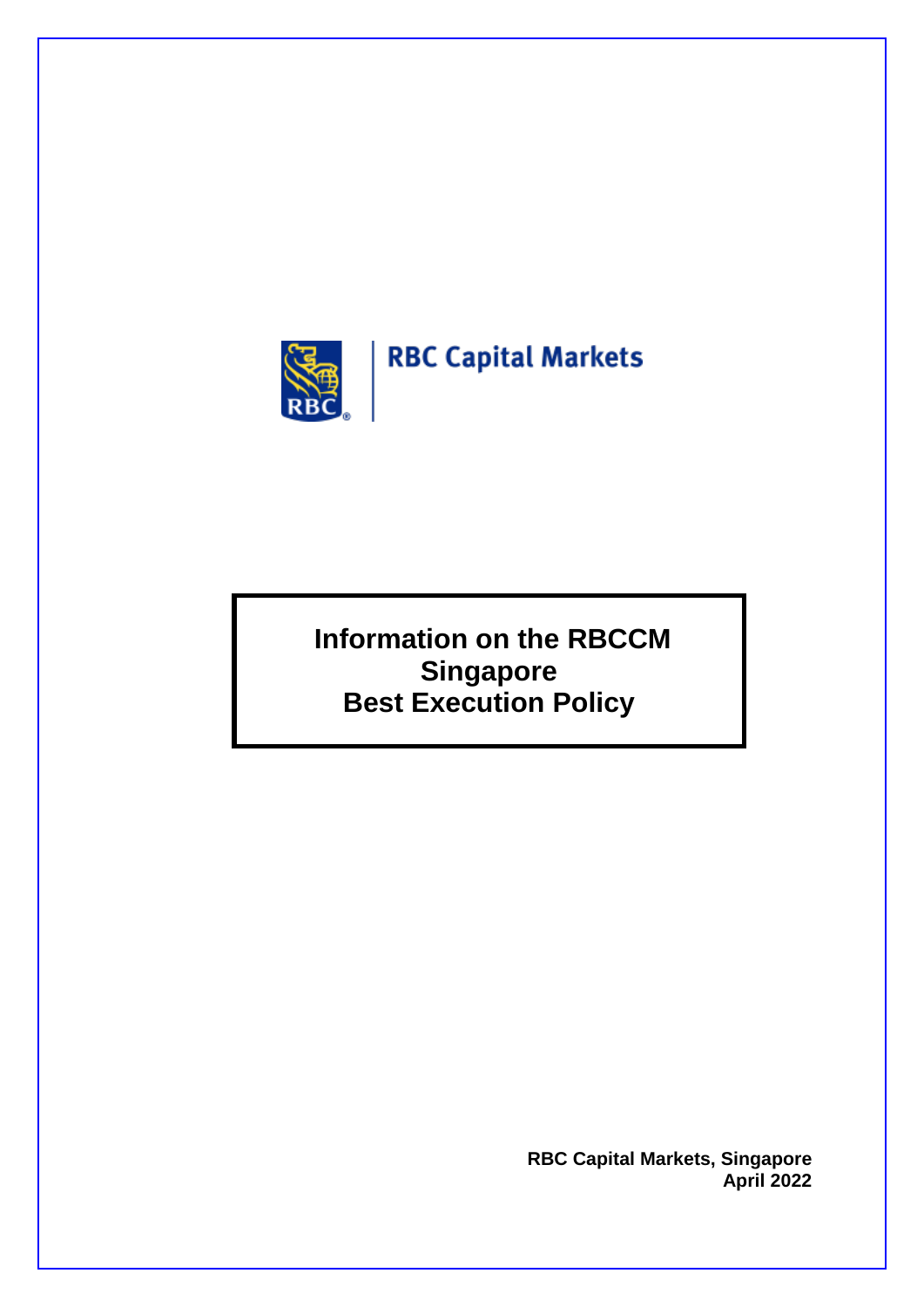RBC Capital Markets

# Information on the RBCCM Singapore Best Execution Policy

**RBC Capital Markets, Singapore**
**April 2022**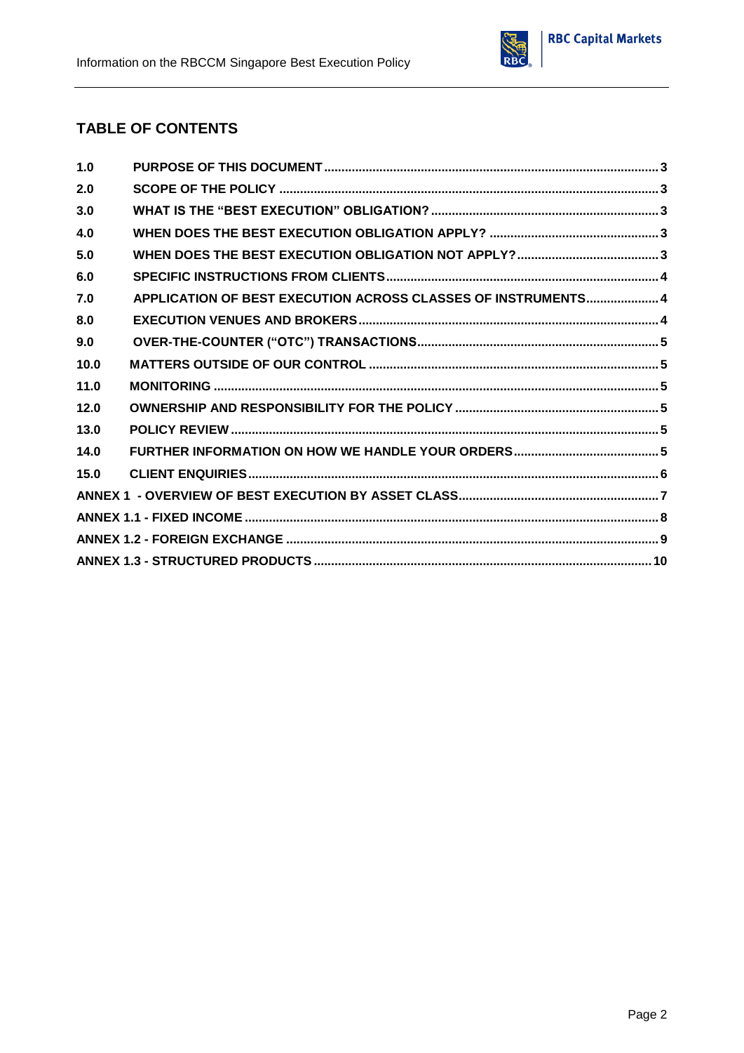## TABLE OF CONTENTS

| | | |
|---|---|---|
| 1.0 | PURPOSE OF THIS DOCUMENT | 3 |
| 2.0 | SCOPE OF THE POLICY | 3 |
| 3.0 | WHAT IS THE "BEST EXECUTION" OBLIGATION? | 3 |
| 4.0 | WHEN DOES THE BEST EXECUTION OBLIGATION APPLY? | 3 |
| 5.0 | WHEN DOES THE BEST EXECUTION OBLIGATION NOT APPLY? | 3 |
| 6.0 | SPECIFIC INSTRUCTIONS FROM CLIENTS | 4 |
| 7.0 | APPLICATION OF BEST EXECUTION ACROSS CLASSES OF INSTRUMENTS | 4 |
| 8.0 | EXECUTION VENUES AND BROKERS | 4 |
| 9.0 | OVER-THE-COUNTER ("OTC") TRANSACTIONS | 5 |
| 10.0 | MATTERS OUTSIDE OF OUR CONTROL | 5 |
| 11.0 | MONITORING | 5 |
| 12.0 | OWNERSHIP AND RESPONSIBILITY FOR THE POLICY | 5 |
| 13.0 | POLICY REVIEW | 5 |
| 14.0 | FURTHER INFORMATION ON HOW WE HANDLE YOUR ORDERS | 5 |
| 15.0 | CLIENT ENQUIRIES | 6 |
| ANNEX 1 | - OVERVIEW OF BEST EXECUTION BY ASSET CLASS | 7 |
| ANNEX 1.1 | - FIXED INCOME | 8 |
| ANNEX 1.2 | - FOREIGN EXCHANGE | 9 |
| ANNEX 1.3 | - STRUCTURED PRODUCTS | 10 |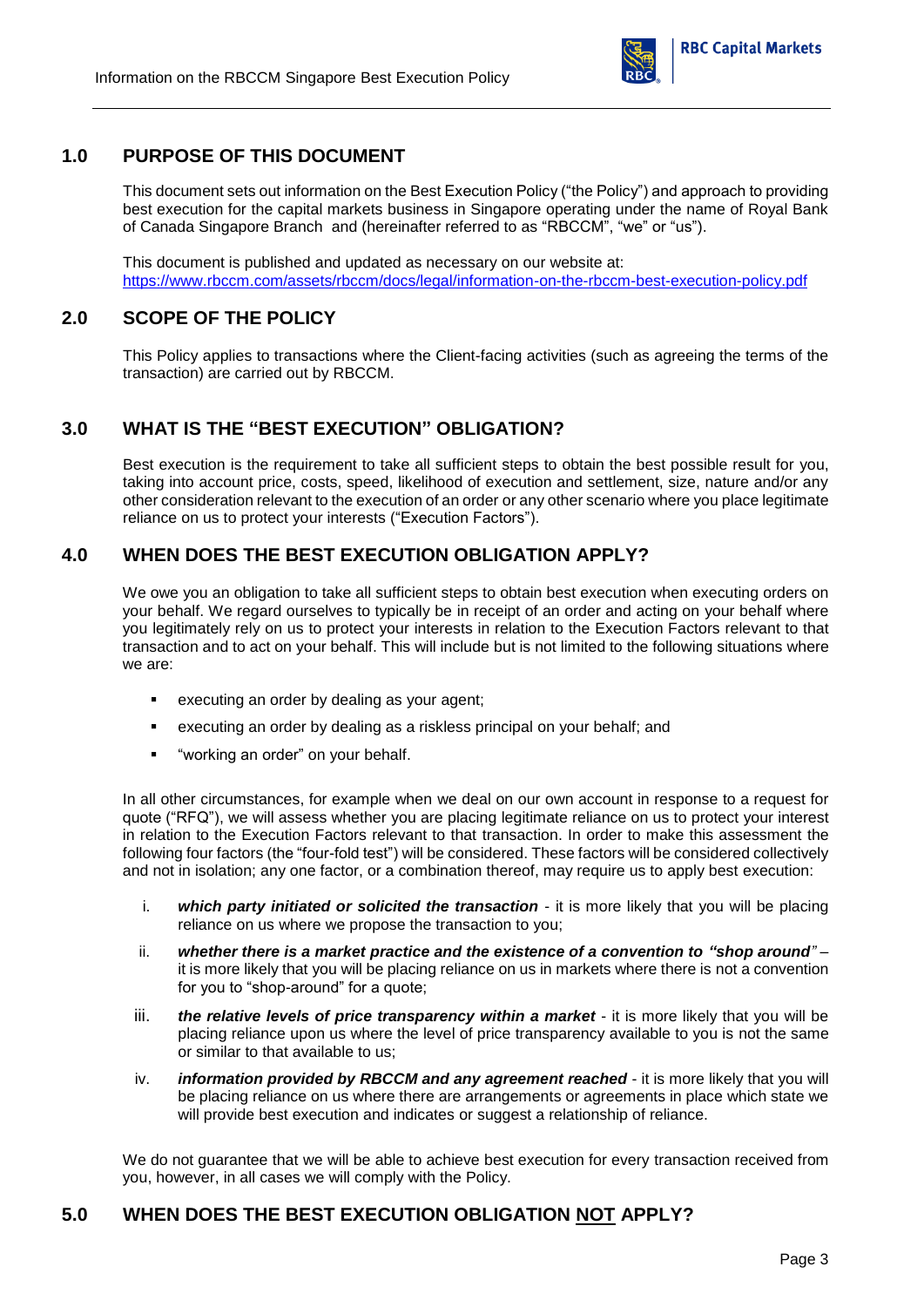## 1.0 PURPOSE OF THIS DOCUMENT

This document sets out information on the Best Execution Policy ("the Policy") and approach to providing best execution for the capital markets business in Singapore operating under the name of Royal Bank of Canada Singapore Branch and (hereinafter referred to as "RBCCM", "we" or "us").

This document is published and updated as necessary on our website at:
https://www.rbccm.com/assets/rbccm/docs/legal/information-on-the-rbccm-best-execution-policy.pdf

## 2.0 SCOPE OF THE POLICY

This Policy applies to transactions where the Client-facing activities (such as agreeing the terms of the transaction) are carried out by RBCCM.

## 3.0 WHAT IS THE "BEST EXECUTION" OBLIGATION?

Best execution is the requirement to take all sufficient steps to obtain the best possible result for you, taking into account price, costs, speed, likelihood of execution and settlement, size, nature and/or any other consideration relevant to the execution of an order or any other scenario where you place legitimate reliance on us to protect your interests ("Execution Factors").

## 4.0 WHEN DOES THE BEST EXECUTION OBLIGATION APPLY?

We owe you an obligation to take all sufficient steps to obtain best execution when executing orders on your behalf. We regard ourselves to typically be in receipt of an order and acting on your behalf where you legitimately rely on us to protect your interests in relation to the Execution Factors relevant to that transaction and to act on your behalf. This will include but is not limited to the following situations where we are:

- executing an order by dealing as your agent;
- executing an order by dealing as a riskless principal on your behalf; and
- "working an order" on your behalf.

In all other circumstances, for example when we deal on our own account in response to a request for quote ("RFQ"), we will assess whether you are placing legitimate reliance on us to protect your interest in relation to the Execution Factors relevant to that transaction. In order to make this assessment the following four factors (the "four-fold test") will be considered. These factors will be considered collectively and not in isolation; any one factor, or a combination thereof, may require us to apply best execution:

i. ***which party initiated or solicited the transaction*** - it is more likely that you will be placing reliance on us where we propose the transaction to you;

ii. ***whether there is a market practice and the existence of a convention to "shop around"*** – it is more likely that you will be placing reliance on us in markets where there is not a convention for you to "shop-around" for a quote;

iii. ***the relative levels of price transparency within a market*** - it is more likely that you will be placing reliance upon us where the level of price transparency available to you is not the same or similar to that available to us;

iv. ***information provided by RBCCM and any agreement reached*** - it is more likely that you will be placing reliance on us where there are arrangements or agreements in place which state we will provide best execution and indicates or suggest a relationship of reliance.

We do not guarantee that we will be able to achieve best execution for every transaction received from you, however, in all cases we will comply with the Policy.

## 5.0 WHEN DOES THE BEST EXECUTION OBLIGATION NOT APPLY?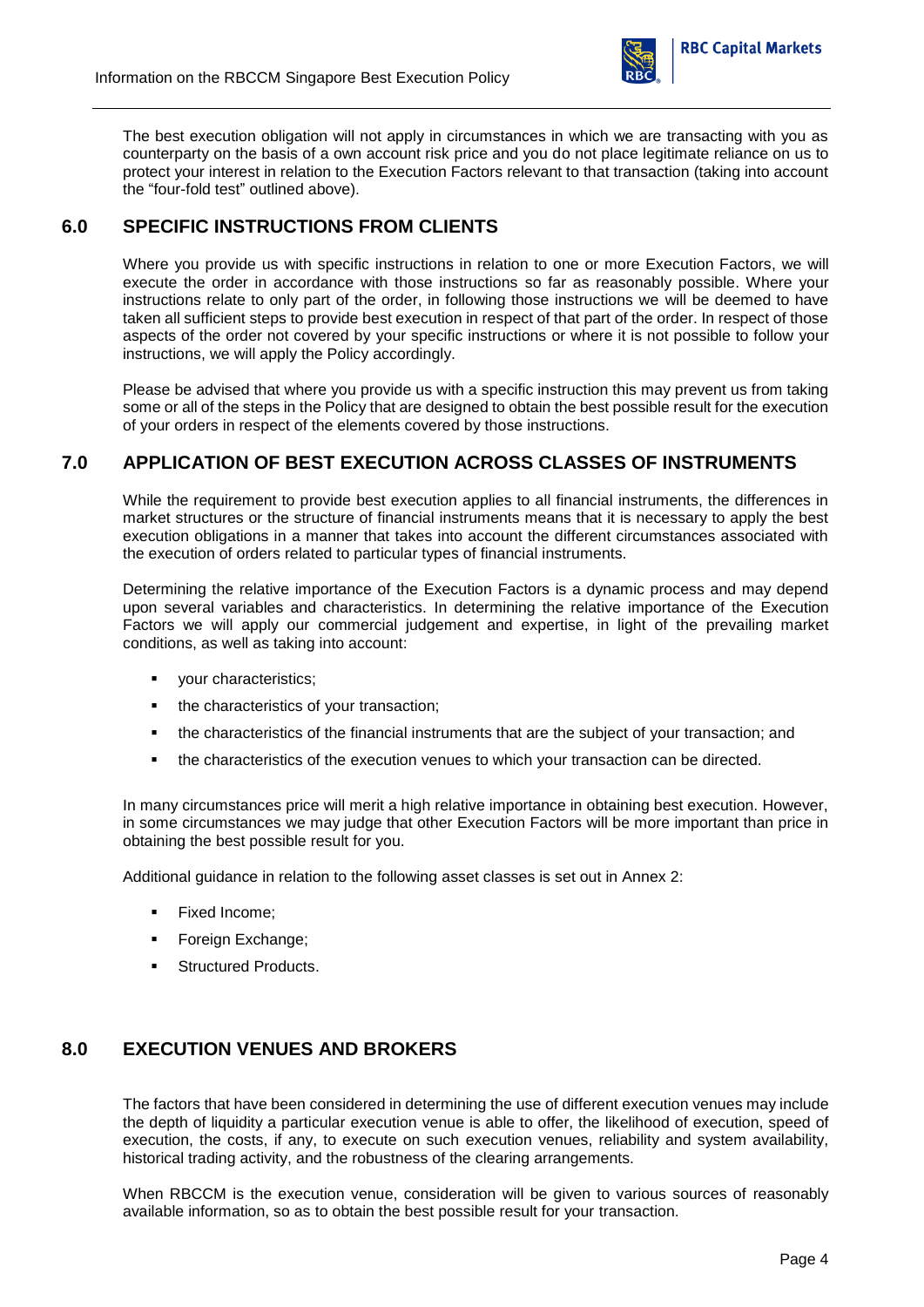The best execution obligation will not apply in circumstances in which we are transacting with you as counterparty on the basis of a own account risk price and you do not place legitimate reliance on us to protect your interest in relation to the Execution Factors relevant to that transaction (taking into account the "four-fold test" outlined above).

## 6.0 SPECIFIC INSTRUCTIONS FROM CLIENTS

Where you provide us with specific instructions in relation to one or more Execution Factors, we will execute the order in accordance with those instructions so far as reasonably possible. Where your instructions relate to only part of the order, in following those instructions we will be deemed to have taken all sufficient steps to provide best execution in respect of that part of the order. In respect of those aspects of the order not covered by your specific instructions or where it is not possible to follow your instructions, we will apply the Policy accordingly.

Please be advised that where you provide us with a specific instruction this may prevent us from taking some or all of the steps in the Policy that are designed to obtain the best possible result for the execution of your orders in respect of the elements covered by those instructions.

## 7.0 APPLICATION OF BEST EXECUTION ACROSS CLASSES OF INSTRUMENTS

While the requirement to provide best execution applies to all financial instruments, the differences in market structures or the structure of financial instruments means that it is necessary to apply the best execution obligations in a manner that takes into account the different circumstances associated with the execution of orders related to particular types of financial instruments.

Determining the relative importance of the Execution Factors is a dynamic process and may depend upon several variables and characteristics. In determining the relative importance of the Execution Factors we will apply our commercial judgement and expertise, in light of the prevailing market conditions, as well as taking into account:

- your characteristics;
- the characteristics of your transaction;
- the characteristics of the financial instruments that are the subject of your transaction; and
- the characteristics of the execution venues to which your transaction can be directed.

In many circumstances price will merit a high relative importance in obtaining best execution. However, in some circumstances we may judge that other Execution Factors will be more important than price in obtaining the best possible result for you.

Additional guidance in relation to the following asset classes is set out in Annex 2:

- Fixed Income;
- Foreign Exchange;
- Structured Products.

## 8.0 EXECUTION VENUES AND BROKERS

The factors that have been considered in determining the use of different execution venues may include the depth of liquidity a particular execution venue is able to offer, the likelihood of execution, speed of execution, the costs, if any, to execute on such execution venues, reliability and system availability, historical trading activity, and the robustness of the clearing arrangements.

When RBCCM is the execution venue, consideration will be given to various sources of reasonably available information, so as to obtain the best possible result for your transaction.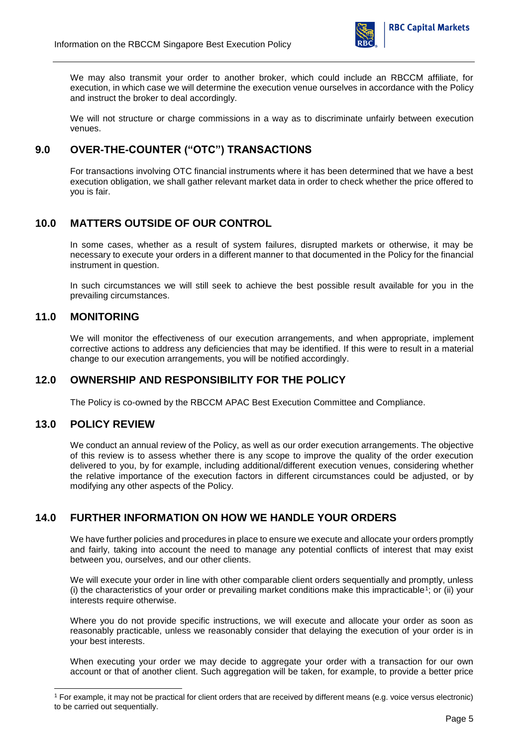We may also transmit your order to another broker, which could include an RBCCM affiliate, for execution, in which case we will determine the execution venue ourselves in accordance with the Policy and instruct the broker to deal accordingly.

We will not structure or charge commissions in a way as to discriminate unfairly between execution venues.

## 9.0 OVER-THE-COUNTER ("OTC") TRANSACTIONS

For transactions involving OTC financial instruments where it has been determined that we have a best execution obligation, we shall gather relevant market data in order to check whether the price offered to you is fair.

## 10.0 MATTERS OUTSIDE OF OUR CONTROL

In some cases, whether as a result of system failures, disrupted markets or otherwise, it may be necessary to execute your orders in a different manner to that documented in the Policy for the financial instrument in question.

In such circumstances we will still seek to achieve the best possible result available for you in the prevailing circumstances.

## 11.0 MONITORING

We will monitor the effectiveness of our execution arrangements, and when appropriate, implement corrective actions to address any deficiencies that may be identified. If this were to result in a material change to our execution arrangements, you will be notified accordingly.

## 12.0 OWNERSHIP AND RESPONSIBILITY FOR THE POLICY

The Policy is co-owned by the RBCCM APAC Best Execution Committee and Compliance.

## 13.0 POLICY REVIEW

We conduct an annual review of the Policy, as well as our order execution arrangements. The objective of this review is to assess whether there is any scope to improve the quality of the order execution delivered to you, by for example, including additional/different execution venues, considering whether the relative importance of the execution factors in different circumstances could be adjusted, or by modifying any other aspects of the Policy.

## 14.0 FURTHER INFORMATION ON HOW WE HANDLE YOUR ORDERS

We have further policies and procedures in place to ensure we execute and allocate your orders promptly and fairly, taking into account the need to manage any potential conflicts of interest that may exist between you, ourselves, and our other clients.

We will execute your order in line with other comparable client orders sequentially and promptly, unless (i) the characteristics of your order or prevailing market conditions make this impracticable[1]; or (ii) your interests require otherwise.

Where you do not provide specific instructions, we will execute and allocate your order as soon as reasonably practicable, unless we reasonably consider that delaying the execution of your order is in your best interests.

When executing your order we may decide to aggregate your order with a transaction for our own account or that of another client. Such aggregation will be taken, for example, to provide a better price

[1] For example, it may not be practical for client orders that are received by different means (e.g. voice versus electronic) to be carried out sequentially.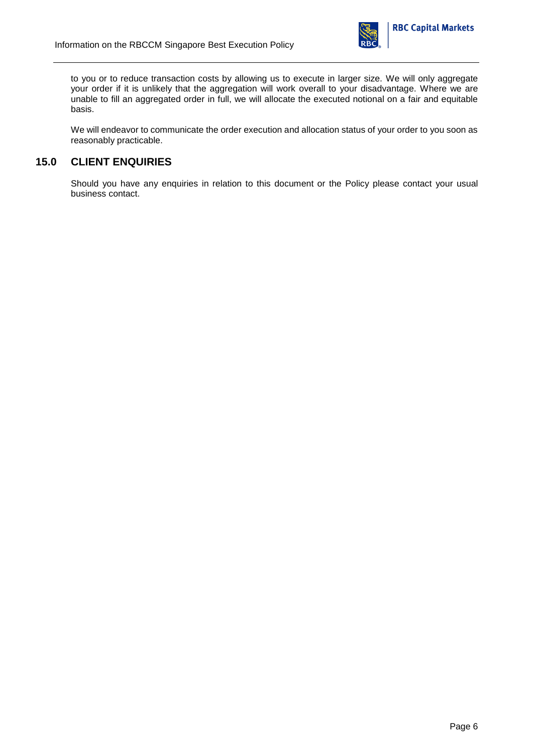to you or to reduce transaction costs by allowing us to execute in larger size. We will only aggregate your order if it is unlikely that the aggregation will work overall to your disadvantage. Where we are unable to fill an aggregated order in full, we will allocate the executed notional on a fair and equitable basis.

We will endeavor to communicate the order execution and allocation status of your order to you soon as reasonably practicable.

## 15.0 CLIENT ENQUIRIES

Should you have any enquiries in relation to this document or the Policy please contact your usual business contact.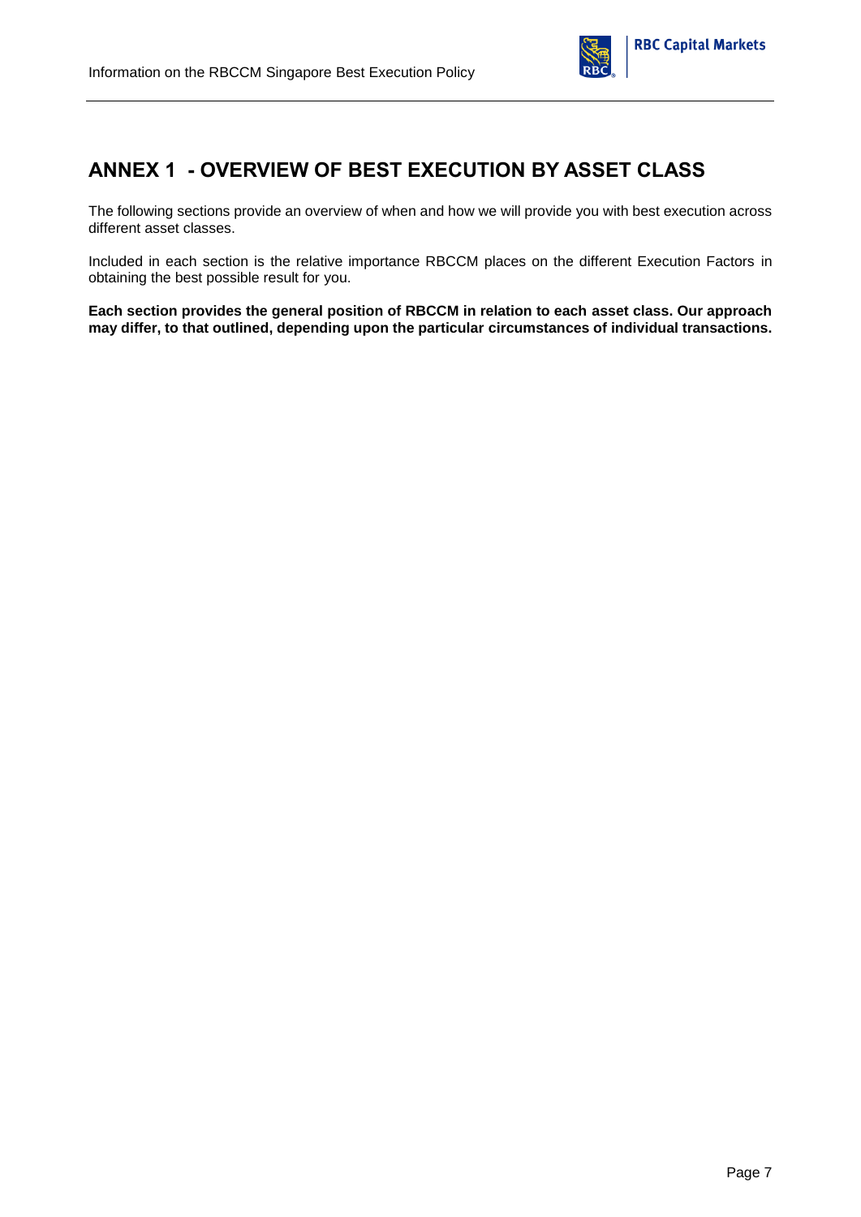# ANNEX 1 - OVERVIEW OF BEST EXECUTION BY ASSET CLASS

The following sections provide an overview of when and how we will provide you with best execution across different asset classes.

Included in each section is the relative importance RBCCM places on the different Execution Factors in obtaining the best possible result for you.

**Each section provides the general position of RBCCM in relation to each asset class. Our approach may differ, to that outlined, depending upon the particular circumstances of individual transactions.**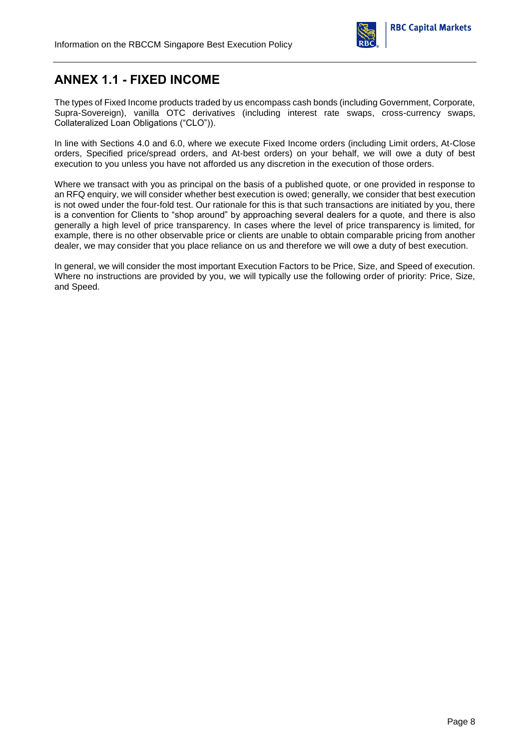## ANNEX 1.1 - FIXED INCOME

The types of Fixed Income products traded by us encompass cash bonds (including Government, Corporate, Supra-Sovereign), vanilla OTC derivatives (including interest rate swaps, cross-currency swaps, Collateralized Loan Obligations ("CLO")).

In line with Sections 4.0 and 6.0, where we execute Fixed Income orders (including Limit orders, At-Close orders, Specified price/spread orders, and At-best orders) on your behalf, we will owe a duty of best execution to you unless you have not afforded us any discretion in the execution of those orders.

Where we transact with you as principal on the basis of a published quote, or one provided in response to an RFQ enquiry, we will consider whether best execution is owed; generally, we consider that best execution is not owed under the four-fold test. Our rationale for this is that such transactions are initiated by you, there is a convention for Clients to "shop around" by approaching several dealers for a quote, and there is also generally a high level of price transparency. In cases where the level of price transparency is limited, for example, there is no other observable price or clients are unable to obtain comparable pricing from another dealer, we may consider that you place reliance on us and therefore we will owe a duty of best execution.

In general, we will consider the most important Execution Factors to be Price, Size, and Speed of execution. Where no instructions are provided by you, we will typically use the following order of priority: Price, Size, and Speed.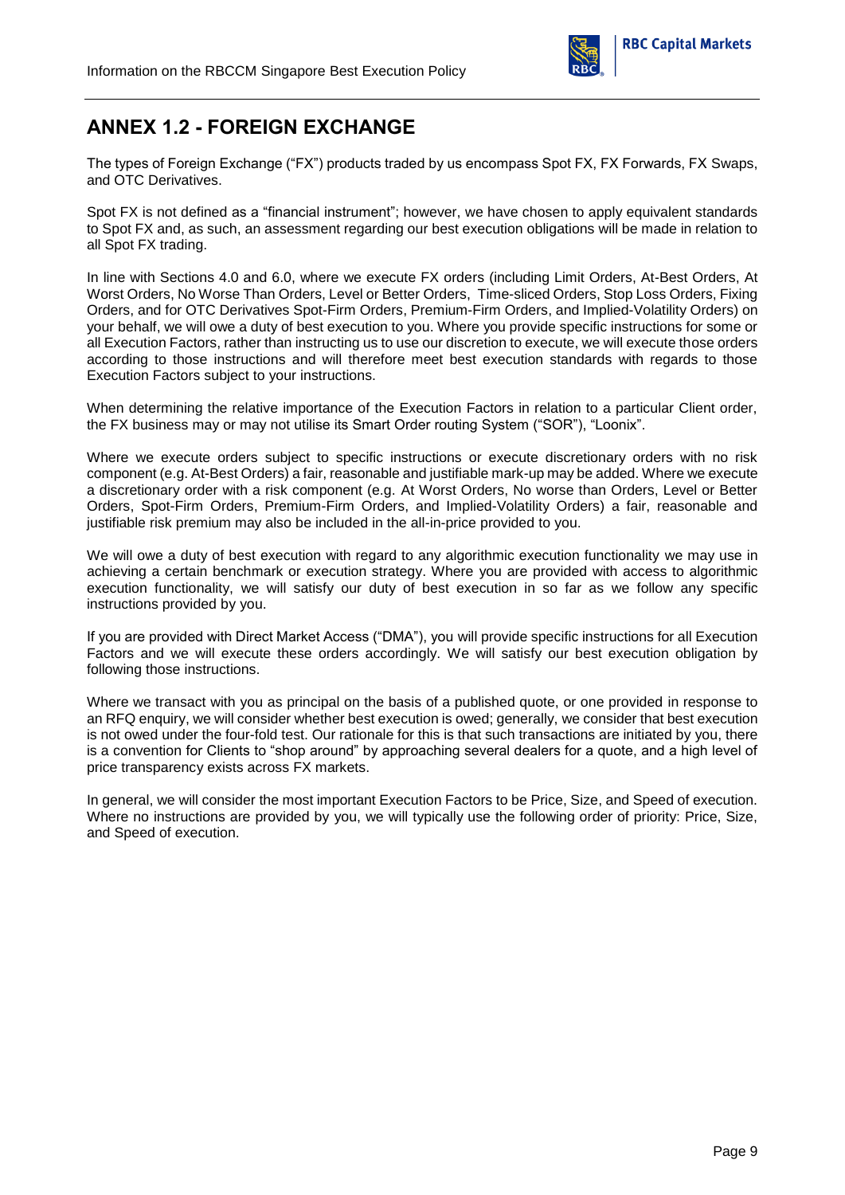## ANNEX 1.2 - FOREIGN EXCHANGE

The types of Foreign Exchange ("FX") products traded by us encompass Spot FX, FX Forwards, FX Swaps, and OTC Derivatives.

Spot FX is not defined as a "financial instrument"; however, we have chosen to apply equivalent standards to Spot FX and, as such, an assessment regarding our best execution obligations will be made in relation to all Spot FX trading.

In line with Sections 4.0 and 6.0, where we execute FX orders (including Limit Orders, At-Best Orders, At Worst Orders, No Worse Than Orders, Level or Better Orders, Time-sliced Orders, Stop Loss Orders, Fixing Orders, and for OTC Derivatives Spot-Firm Orders, Premium-Firm Orders, and Implied-Volatility Orders) on your behalf, we will owe a duty of best execution to you. Where you provide specific instructions for some or all Execution Factors, rather than instructing us to use our discretion to execute, we will execute those orders according to those instructions and will therefore meet best execution standards with regards to those Execution Factors subject to your instructions.

When determining the relative importance of the Execution Factors in relation to a particular Client order, the FX business may or may not utilise its Smart Order routing System ("SOR"), "Loonix".

Where we execute orders subject to specific instructions or execute discretionary orders with no risk component (e.g. At-Best Orders) a fair, reasonable and justifiable mark-up may be added. Where we execute a discretionary order with a risk component (e.g. At Worst Orders, No worse than Orders, Level or Better Orders, Spot-Firm Orders, Premium-Firm Orders, and Implied-Volatility Orders) a fair, reasonable and justifiable risk premium may also be included in the all-in-price provided to you.

We will owe a duty of best execution with regard to any algorithmic execution functionality we may use in achieving a certain benchmark or execution strategy. Where you are provided with access to algorithmic execution functionality, we will satisfy our duty of best execution in so far as we follow any specific instructions provided by you.

If you are provided with Direct Market Access ("DMA"), you will provide specific instructions for all Execution Factors and we will execute these orders accordingly. We will satisfy our best execution obligation by following those instructions.

Where we transact with you as principal on the basis of a published quote, or one provided in response to an RFQ enquiry, we will consider whether best execution is owed; generally, we consider that best execution is not owed under the four-fold test. Our rationale for this is that such transactions are initiated by you, there is a convention for Clients to "shop around" by approaching several dealers for a quote, and a high level of price transparency exists across FX markets.

In general, we will consider the most important Execution Factors to be Price, Size, and Speed of execution. Where no instructions are provided by you, we will typically use the following order of priority: Price, Size, and Speed of execution.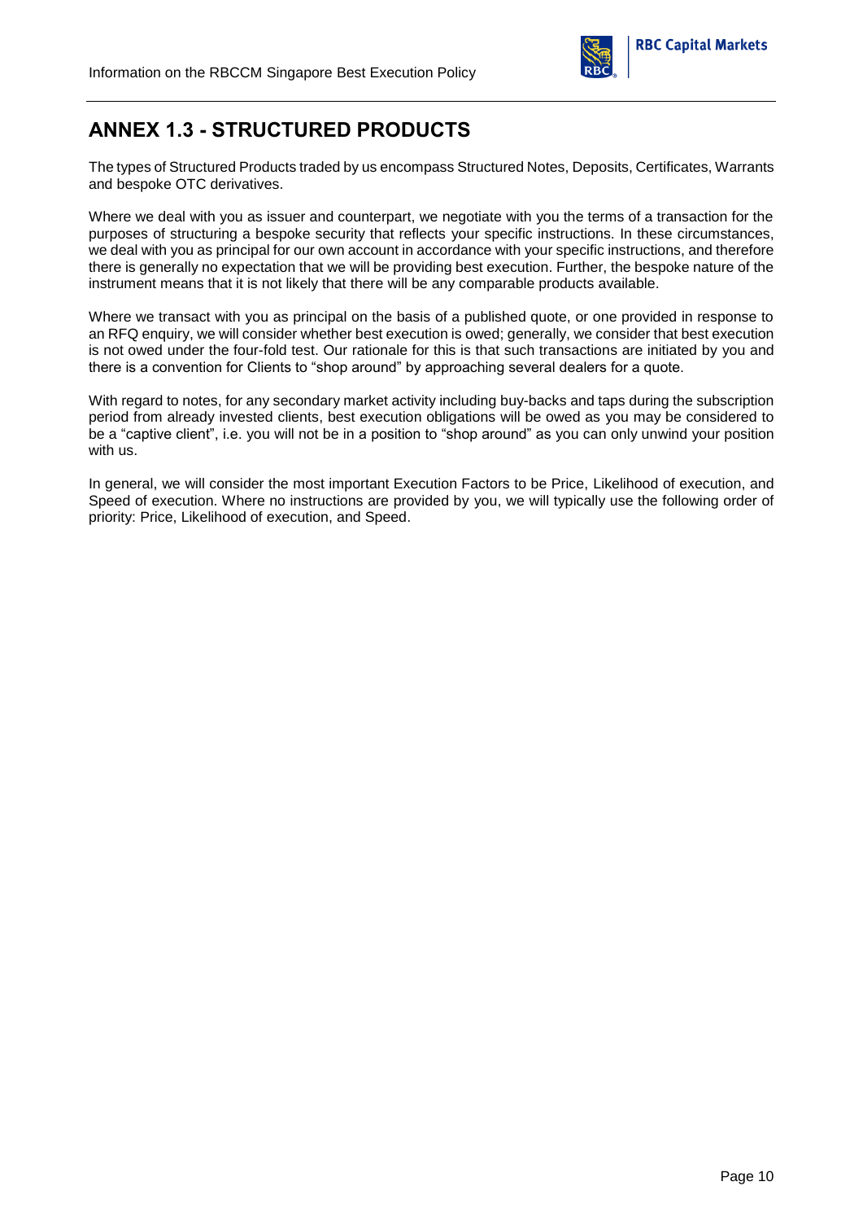## ANNEX 1.3 - STRUCTURED PRODUCTS

The types of Structured Products traded by us encompass Structured Notes, Deposits, Certificates, Warrants and bespoke OTC derivatives.

Where we deal with you as issuer and counterpart, we negotiate with you the terms of a transaction for the purposes of structuring a bespoke security that reflects your specific instructions. In these circumstances, we deal with you as principal for our own account in accordance with your specific instructions, and therefore there is generally no expectation that we will be providing best execution. Further, the bespoke nature of the instrument means that it is not likely that there will be any comparable products available.

Where we transact with you as principal on the basis of a published quote, or one provided in response to an RFQ enquiry, we will consider whether best execution is owed; generally, we consider that best execution is not owed under the four-fold test. Our rationale for this is that such transactions are initiated by you and there is a convention for Clients to "shop around" by approaching several dealers for a quote.

With regard to notes, for any secondary market activity including buy-backs and taps during the subscription period from already invested clients, best execution obligations will be owed as you may be considered to be a "captive client", i.e. you will not be in a position to "shop around" as you can only unwind your position with us.

In general, we will consider the most important Execution Factors to be Price, Likelihood of execution, and Speed of execution. Where no instructions are provided by you, we will typically use the following order of priority: Price, Likelihood of execution, and Speed.